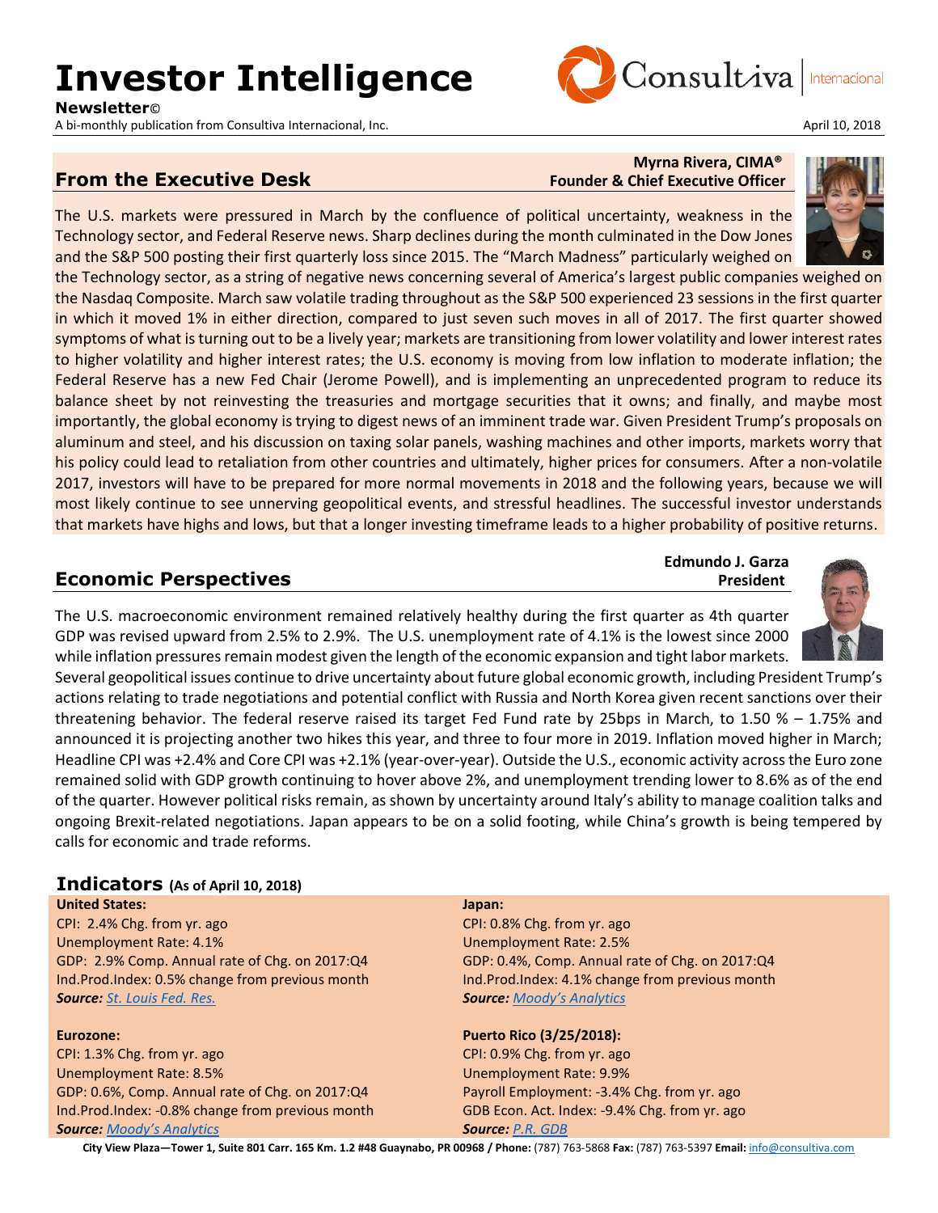# Investor Intelligence

**Newsletter©**

A bi-monthly publication from Consultiva Internacional, Inc.

April 10, 2018

## From the Executive Desk

**Myrna Rivera, CIMA®**
**Founder & Chief Executive Officer**

The U.S. markets were pressured in March by the confluence of political uncertainty, weakness in the Technology sector, and Federal Reserve news. Sharp declines during the month culminated in the Dow Jones and the S&P 500 posting their first quarterly loss since 2015. The "March Madness" particularly weighed on the Technology sector, as a string of negative news concerning several of America's largest public companies weighed on the Nasdaq Composite. March saw volatile trading throughout as the S&P 500 experienced 23 sessions in the first quarter in which it moved 1% in either direction, compared to just seven such moves in all of 2017. The first quarter showed symptoms of what is turning out to be a lively year; markets are transitioning from lower volatility and lower interest rates to higher volatility and higher interest rates; the U.S. economy is moving from low inflation to moderate inflation; the Federal Reserve has a new Fed Chair (Jerome Powell), and is implementing an unprecedented program to reduce its balance sheet by not reinvesting the treasuries and mortgage securities that it owns; and finally, and maybe most importantly, the global economy is trying to digest news of an imminent trade war. Given President Trump's proposals on aluminum and steel, and his discussion on taxing solar panels, washing machines and other imports, markets worry that his policy could lead to retaliation from other countries and ultimately, higher prices for consumers. After a non-volatile 2017, investors will have to be prepared for more normal movements in 2018 and the following years, because we will most likely continue to see unnerving geopolitical events, and stressful headlines. The successful investor understands that markets have highs and lows, but that a longer investing timeframe leads to a higher probability of positive returns.

## Economic Perspectives

**Edmundo J. Garza**
**President**

The U.S. macroeconomic environment remained relatively healthy during the first quarter as 4th quarter GDP was revised upward from 2.5% to 2.9%. The U.S. unemployment rate of 4.1% is the lowest since 2000 while inflation pressures remain modest given the length of the economic expansion and tight labor markets. Several geopolitical issues continue to drive uncertainty about future global economic growth, including President Trump's actions relating to trade negotiations and potential conflict with Russia and North Korea given recent sanctions over their threatening behavior. The federal reserve raised its target Fed Fund rate by 25bps in March, to 1.50 % – 1.75% and announced it is projecting another two hikes this year, and three to four more in 2019. Inflation moved higher in March; Headline CPI was +2.4% and Core CPI was +2.1% (year-over-year). Outside the U.S., economic activity across the Euro zone remained solid with GDP growth continuing to hover above 2%, and unemployment trending lower to 8.6% as of the end of the quarter. However political risks remain, as shown by uncertainty around Italy's ability to manage coalition talks and ongoing Brexit-related negotiations. Japan appears to be on a solid footing, while China's growth is being tempered by calls for economic and trade reforms.

## Indicators (As of April 10, 2018)

**United States:**
CPI: 2.4% Chg. from yr. ago
Unemployment Rate: 4.1%
GDP: 2.9% Comp. Annual rate of Chg. on 2017:Q4
Ind.Prod.Index: 0.5% change from previous month
***Source:*** *St. Louis Fed. Res.*

**Eurozone:**
CPI: 1.3% Chg. from yr. ago
Unemployment Rate: 8.5%
GDP: 0.6%, Comp. Annual rate of Chg. on 2017:Q4
Ind.Prod.Index: -0.8% change from previous month
***Source:*** *Moody's Analytics*

**Japan:**
CPI: 0.8% Chg. from yr. ago
Unemployment Rate: 2.5%
GDP: 0.4%, Comp. Annual rate of Chg. on 2017:Q4
Ind.Prod.Index: 4.1% change from previous month
***Source:*** *Moody's Analytics*

**Puerto Rico (3/25/2018):**
CPI: 0.9% Chg. from yr. ago
Unemployment Rate: 9.9%
Payroll Employment: -3.4% Chg. from yr. ago
GDB Econ. Act. Index: -9.4% Chg. from yr. ago
***Source:*** *P.R. GDB*

**City View Plaza—Tower 1, Suite 801 Carr. 165 Km. 1.2 #48 Guaynabo, PR 00968 / Phone:** (787) 763-5868 **Fax:** (787) 763-5397 **Email:** info@consultiva.com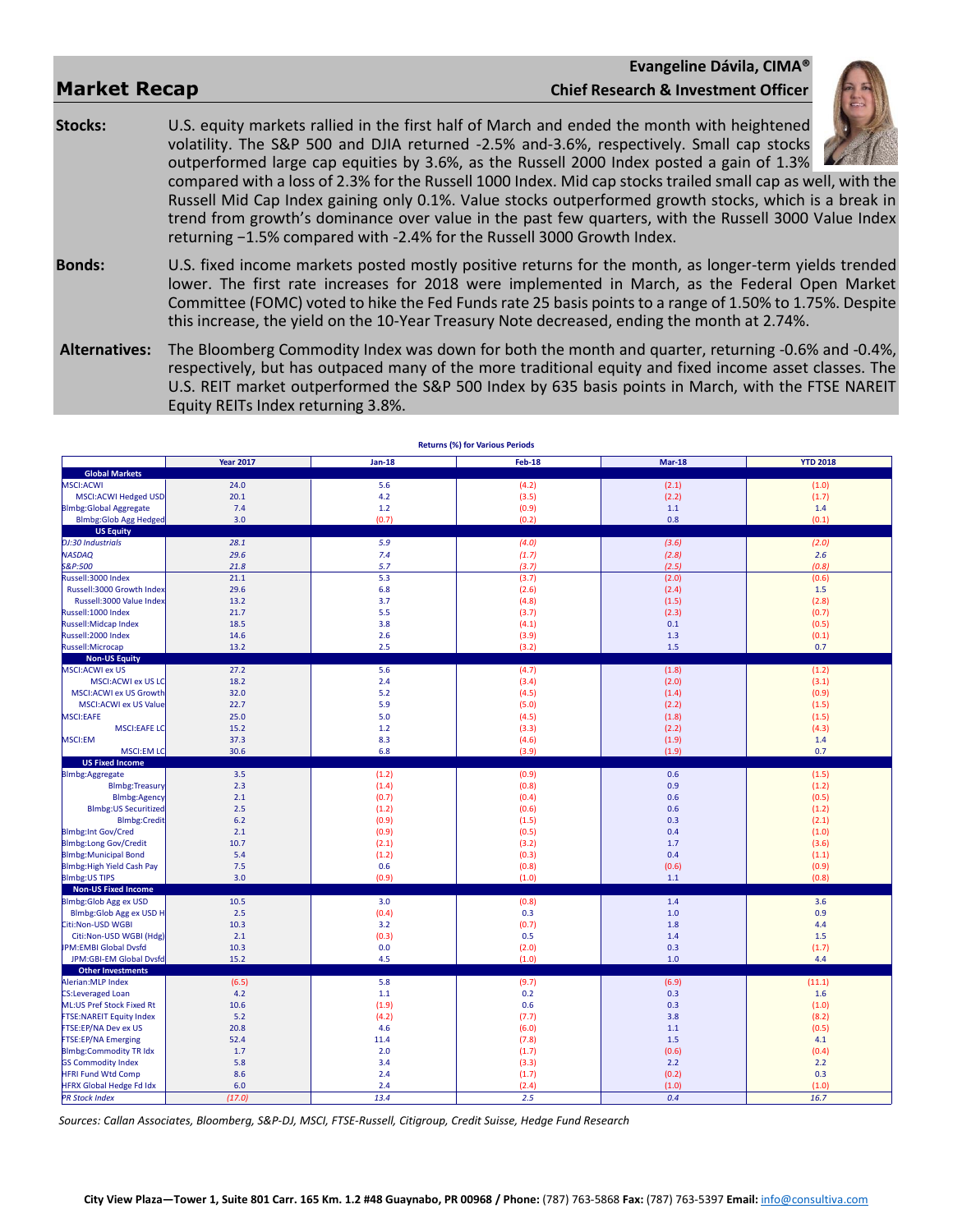## Market Recap

**Evangeline Dávila, CIMA®**
**Chief Research & Investment Officer**

**Stocks:** U.S. equity markets rallied in the first half of March and ended the month with heightened volatility. The S&P 500 and DJIA returned -2.5% and-3.6%, respectively. Small cap stocks outperformed large cap equities by 3.6%, as the Russell 2000 Index posted a gain of 1.3% compared with a loss of 2.3% for the Russell 1000 Index. Mid cap stocks trailed small cap as well, with the Russell Mid Cap Index gaining only 0.1%. Value stocks outperformed growth stocks, which is a break in trend from growth's dominance over value in the past few quarters, with the Russell 3000 Value Index returning −1.5% compared with -2.4% for the Russell 3000 Growth Index.

**Bonds:** U.S. fixed income markets posted mostly positive returns for the month, as longer-term yields trended lower. The first rate increases for 2018 were implemented in March, as the Federal Open Market Committee (FOMC) voted to hike the Fed Funds rate 25 basis points to a range of 1.50% to 1.75%. Despite this increase, the yield on the 10-Year Treasury Note decreased, ending the month at 2.74%.

**Alternatives:** The Bloomberg Commodity Index was down for both the month and quarter, returning -0.6% and -0.4%, respectively, but has outpaced many of the more traditional equity and fixed income asset classes. The U.S. REIT market outperformed the S&P 500 Index by 635 basis points in March, with the FTSE NAREIT Equity REITs Index returning 3.8%.

**Returns (%) for Various Periods**

| | Year 2017 | Jan-18 | Feb-18 | Mar-18 | YTD 2018 |
|---|---|---|---|---|---|
| **Global Markets** | | | | | |
| MSCI:ACWI | 24.0 | 5.6 | (4.2) | (2.1) | (1.0) |
| MSCI:ACWI Hedged USD | 20.1 | 4.2 | (3.5) | (2.2) | (1.7) |
| Blmbg:Global Aggregate | 7.4 | 1.2 | (0.9) | 1.1 | 1.4 |
| Blmbg:Glob Agg Hedged | 3.0 | (0.7) | (0.2) | 0.8 | (0.1) |
| **US Equity** | | | | | |
| *DJ:30 Industrials* | *28.1* | *5.9* | *(4.0)* | *(3.6)* | *(2.0)* |
| *NASDAQ* | *29.6* | *7.4* | *(1.7)* | *(2.8)* | *2.6* |
| *S&P:500* | *21.8* | *5.7* | *(3.7)* | *(2.5)* | *(0.8)* |
| Russell:3000 Index | 21.1 | 5.3 | (3.7) | (2.0) | (0.6) |
| Russell:3000 Growth Index | 29.6 | 6.8 | (2.6) | (2.4) | 1.5 |
| Russell:3000 Value Index | 13.2 | 3.7 | (4.8) | (1.5) | (2.8) |
| Russell:1000 Index | 21.7 | 5.5 | (3.7) | (2.3) | (0.7) |
| Russell:Midcap Index | 18.5 | 3.8 | (4.1) | 0.1 | (0.5) |
| Russell:2000 Index | 14.6 | 2.6 | (3.9) | 1.3 | (0.1) |
| Russell:Microcap | 13.2 | 2.5 | (3.2) | 1.5 | 0.7 |
| **Non-US Equity** | | | | | |
| MSCI:ACWI ex US | 27.2 | 5.6 | (4.7) | (1.8) | (1.2) |
| MSCI:ACWI ex US LC | 18.2 | 2.4 | (3.4) | (2.0) | (3.1) |
| MSCI:ACWI ex US Growth | 32.0 | 5.2 | (4.5) | (1.4) | (0.9) |
| MSCI:ACWI ex US Value | 22.7 | 5.9 | (5.0) | (2.2) | (1.5) |
| MSCI:EAFE | 25.0 | 5.0 | (4.5) | (1.8) | (1.5) |
| MSCI:EAFE LC | 15.2 | 1.2 | (3.3) | (2.2) | (4.3) |
| MSCI:EM | 37.3 | 8.3 | (4.6) | (1.9) | 1.4 |
| MSCI:EM LC | 30.6 | 6.8 | (3.9) | (1.9) | 0.7 |
| **US Fixed Income** | | | | | |
| Blmbg:Aggregate | 3.5 | (1.2) | (0.9) | 0.6 | (1.5) |
| Blmbg:Treasury | 2.3 | (1.4) | (0.8) | 0.9 | (1.2) |
| Blmbg:Agency | 2.1 | (0.7) | (0.4) | 0.6 | (0.5) |
| Blmbg:US Securitized | 2.5 | (1.2) | (0.6) | 0.6 | (1.2) |
| Blmbg:Credit | 6.2 | (0.9) | (1.5) | 0.3 | (2.1) |
| Blmbg:Int Gov/Cred | 2.1 | (0.9) | (0.5) | 0.4 | (1.0) |
| Blmbg:Long Gov/Credit | 10.7 | (2.1) | (3.2) | 1.7 | (3.6) |
| Blmbg:Municipal Bond | 5.4 | (1.2) | (0.3) | 0.4 | (1.1) |
| Blmbg:High Yield Cash Pay | 7.5 | 0.6 | (0.8) | (0.6) | (0.9) |
| Blmbg:US TIPS | 3.0 | (0.9) | (1.0) | 1.1 | (0.8) |
| **Non-US Fixed Income** | | | | | |
| Blmbg:Glob Agg ex USD | 10.5 | 3.0 | (0.8) | 1.4 | 3.6 |
| Blmbg:Glob Agg ex USD H | 2.5 | (0.4) | 0.3 | 1.0 | 0.9 |
| Citi:Non-USD WGBI | 10.3 | 3.2 | (0.7) | 1.8 | 4.4 |
| Citi:Non-USD WGBI (Hdg) | 2.1 | (0.3) | 0.5 | 1.4 | 1.5 |
| JPM:EMBI Global Dvsfd | 10.3 | 0.0 | (2.0) | 0.3 | (1.7) |
| JPM:GBI-EM Global Dvsfd | 15.2 | 4.5 | (1.0) | 1.0 | 4.4 |
| **Other Investments** | | | | | |
| Alerian:MLP Index | (6.5) | 5.8 | (9.7) | (6.9) | (11.1) |
| CS:Leveraged Loan | 4.2 | 1.1 | 0.2 | 0.3 | 1.6 |
| ML:US Pref Stock Fixed Rt | 10.6 | (1.9) | 0.6 | 0.3 | (1.0) |
| FTSE:NAREIT Equity Index | 5.2 | (4.2) | (7.7) | 3.8 | (8.2) |
| FTSE:EP/NA Dev ex US | 20.8 | 4.6 | (6.0) | 1.1 | (0.5) |
| FTSE:EP/NA Emerging | 52.4 | 11.4 | (7.8) | 1.5 | 4.1 |
| Blmbg:Commodity TR Idx | 1.7 | 2.0 | (1.7) | (0.6) | (0.4) |
| GS Commodity Index | 5.8 | 3.4 | (3.3) | 2.2 | 2.2 |
| HFRI Fund Wtd Comp | 8.6 | 2.4 | (1.7) | (0.2) | 0.3 |
| HFRX Global Hedge Fd Idx | 6.0 | 2.4 | (2.4) | (1.0) | (1.0) |
| *PR Stock Index* | *(17.0)* | *13.4* | *2.5* | *0.4* | *16.7* |

*Sources: Callan Associates, Bloomberg, S&P-DJ, MSCI, FTSE-Russell, Citigroup, Credit Suisse, Hedge Fund Research*

**City View Plaza—Tower 1, Suite 801 Carr. 165 Km. 1.2 #48 Guaynabo, PR 00968 / Phone:** (787) 763-5868 **Fax:** (787) 763-5397 **Email:** info@consultiva.com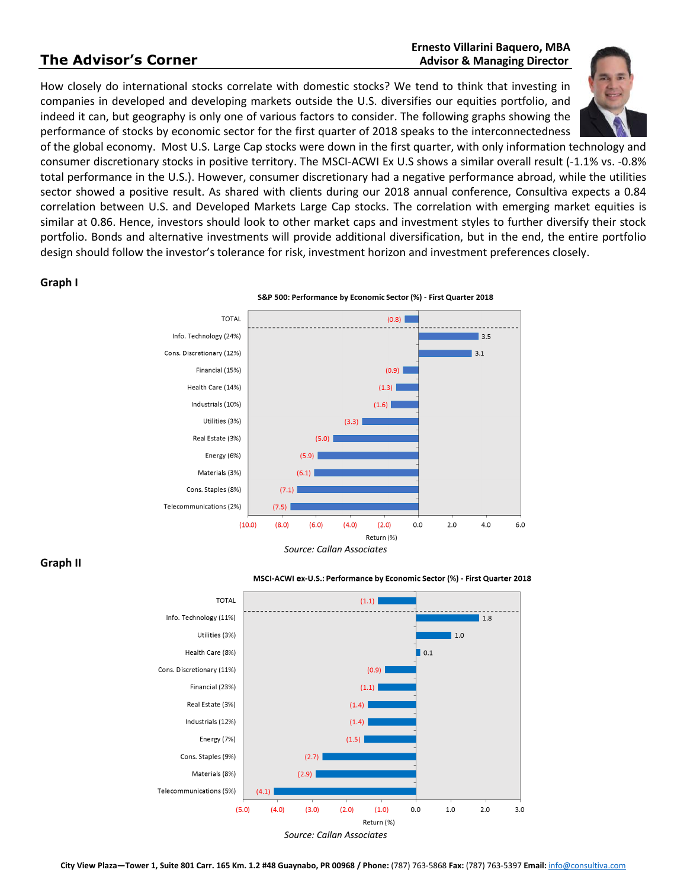## The Advisor's Corner

**Ernesto Villarini Baquero, MBA**
**Advisor & Managing Director**

How closely do international stocks correlate with domestic stocks? We tend to think that investing in companies in developed and developing markets outside the U.S. diversifies our equities portfolio, and indeed it can, but geography is only one of various factors to consider. The following graphs showing the performance of stocks by economic sector for the first quarter of 2018 speaks to the interconnectedness of the global economy. Most U.S. Large Cap stocks were down in the first quarter, with only information technology and consumer discretionary stocks in positive territory. The MSCI-ACWI Ex U.S shows a similar overall result (-1.1% vs. -0.8% total performance in the U.S.). However, consumer discretionary had a negative performance abroad, while the utilities sector showed a positive result. As shared with clients during our 2018 annual conference, Consultiva expects a 0.84 correlation between U.S. and Developed Markets Large Cap stocks. The correlation with emerging market equities is similar at 0.86. Hence, investors should look to other market caps and investment styles to further diversify their stock portfolio. Bonds and alternative investments will provide additional diversification, but in the end, the entire portfolio design should follow the investor's tolerance for risk, investment horizon and investment preferences closely.

### Graph I

**S&P 500: Performance by Economic Sector (%) - First Quarter 2018**

| Sector | Return (%) |
|---|---|
| TOTAL | (0.8) |
| Info. Technology (24%) | 3.5 |
| Cons. Discretionary (12%) | 3.1 |
| Financial (15%) | (0.9) |
| Health Care (14%) | (1.3) |
| Industrials (10%) | (1.6) |
| Utilities (3%) | (3.3) |
| Real Estate (3%) | (5.0) |
| Energy (6%) | (5.9) |
| Materials (3%) | (6.1) |
| Cons. Staples (8%) | (7.1) |
| Telecommunications (2%) | (7.5) |

*Source: Callan Associates*

### Graph II

**MSCI-ACWI ex-U.S.: Performance by Economic Sector (%) - First Quarter 2018**

| Sector | Return (%) |
|---|---|
| TOTAL | (1.1) |
| Info. Technology (11%) | 1.8 |
| Utilities (3%) | 1.0 |
| Health Care (8%) | 0.1 |
| Cons. Discretionary (11%) | (0.9) |
| Financial (23%) | (1.1) |
| Real Estate (3%) | (1.4) |
| Industrials (12%) | (1.4) |
| Energy (7%) | (1.5) |
| Cons. Staples (9%) | (2.7) |
| Materials (8%) | (2.9) |
| Telecommunications (5%) | (4.1) |

*Source: Callan Associates*

**City View Plaza—Tower 1, Suite 801 Carr. 165 Km. 1.2 #48 Guaynabo, PR 00968 / Phone:** (787) 763-5868 **Fax:** (787) 763-5397 **Email:** info@consultiva.com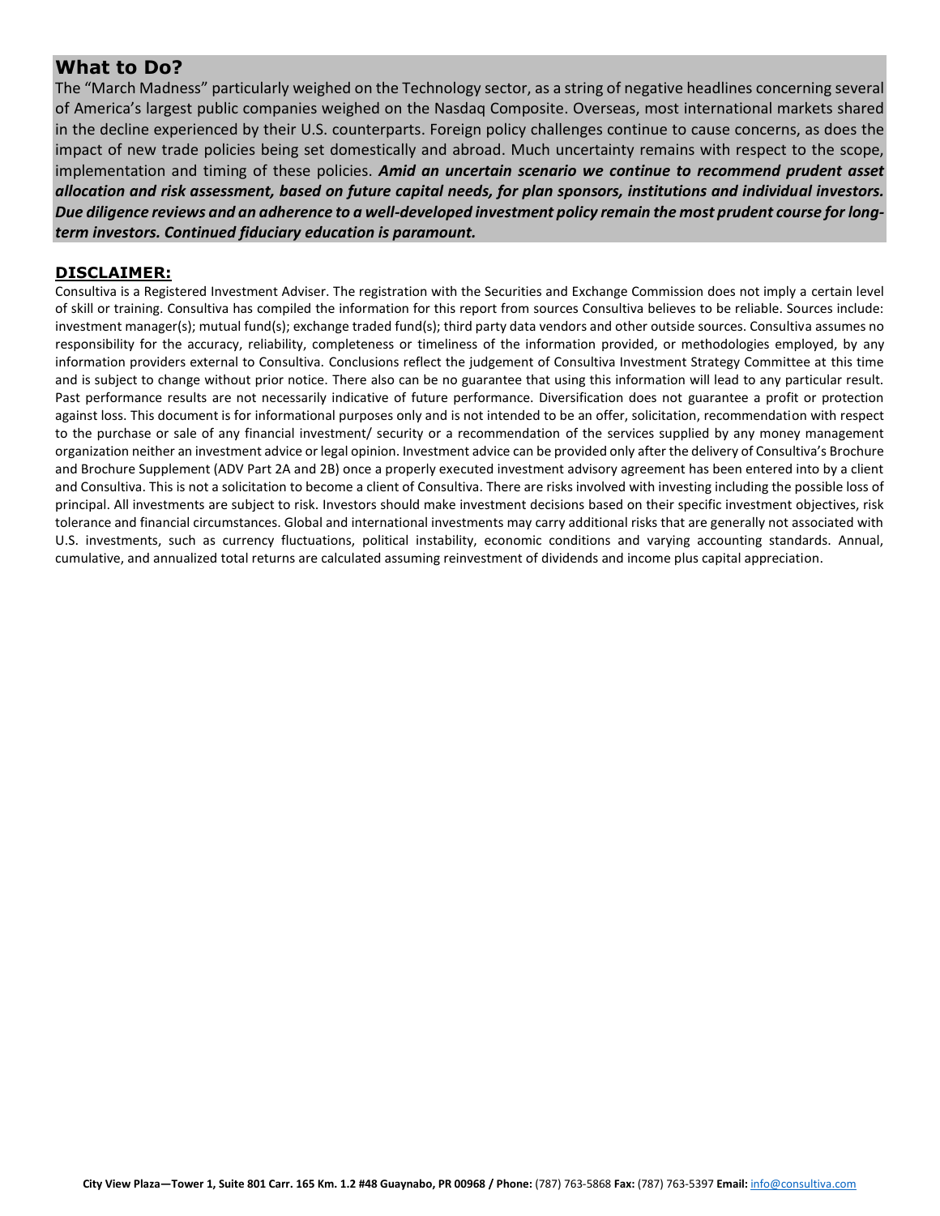## What to Do?

The "March Madness" particularly weighed on the Technology sector, as a string of negative headlines concerning several of America's largest public companies weighed on the Nasdaq Composite. Overseas, most international markets shared in the decline experienced by their U.S. counterparts. Foreign policy challenges continue to cause concerns, as does the impact of new trade policies being set domestically and abroad. Much uncertainty remains with respect to the scope, implementation and timing of these policies. ***Amid an uncertain scenario we continue to recommend prudent asset allocation and risk assessment, based on future capital needs, for plan sponsors, institutions and individual investors. Due diligence reviews and an adherence to a well-developed investment policy remain the most prudent course for long-term investors. Continued fiduciary education is paramount.***

### DISCLAIMER:

Consultiva is a Registered Investment Adviser. The registration with the Securities and Exchange Commission does not imply a certain level of skill or training. Consultiva has compiled the information for this report from sources Consultiva believes to be reliable. Sources include: investment manager(s); mutual fund(s); exchange traded fund(s); third party data vendors and other outside sources. Consultiva assumes no responsibility for the accuracy, reliability, completeness or timeliness of the information provided, or methodologies employed, by any information providers external to Consultiva. Conclusions reflect the judgement of Consultiva Investment Strategy Committee at this time and is subject to change without prior notice. There also can be no guarantee that using this information will lead to any particular result. Past performance results are not necessarily indicative of future performance. Diversification does not guarantee a profit or protection against loss. This document is for informational purposes only and is not intended to be an offer, solicitation, recommendation with respect to the purchase or sale of any financial investment/ security or a recommendation of the services supplied by any money management organization neither an investment advice or legal opinion. Investment advice can be provided only after the delivery of Consultiva's Brochure and Brochure Supplement (ADV Part 2A and 2B) once a properly executed investment advisory agreement has been entered into by a client and Consultiva. This is not a solicitation to become a client of Consultiva. There are risks involved with investing including the possible loss of principal. All investments are subject to risk. Investors should make investment decisions based on their specific investment objectives, risk tolerance and financial circumstances. Global and international investments may carry additional risks that are generally not associated with U.S. investments, such as currency fluctuations, political instability, economic conditions and varying accounting standards. Annual, cumulative, and annualized total returns are calculated assuming reinvestment of dividends and income plus capital appreciation.

**City View Plaza—Tower 1, Suite 801 Carr. 165 Km. 1.2 #48 Guaynabo, PR 00968 / Phone:** (787) 763-5868 **Fax:** (787) 763-5397 **Email:** info@consultiva.com